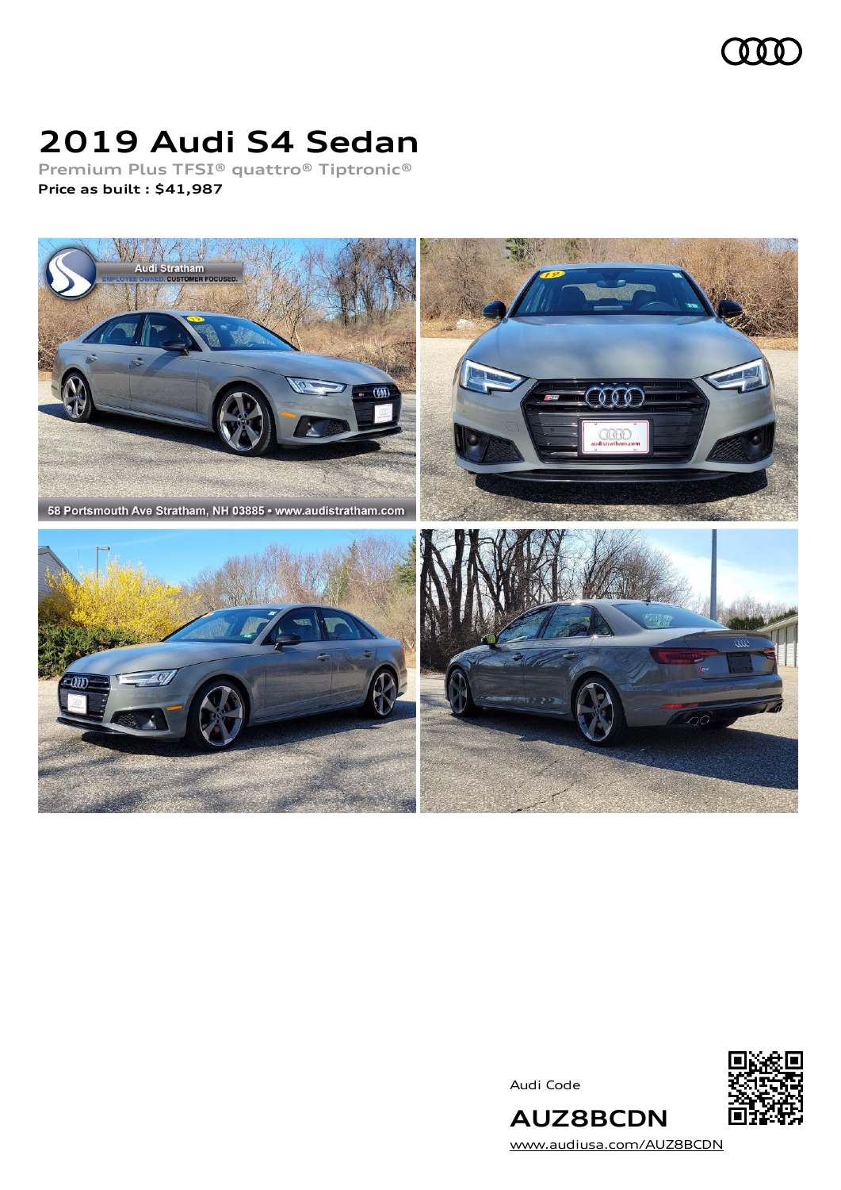# 2019 Audi S4 Sedan

**Premium Plus TFSI® quattro® Tiptronic®**

**Price as built : $41,987**

Audi Code

**AUZ8BCDN**

www.audiusa.com/AUZ8BCDN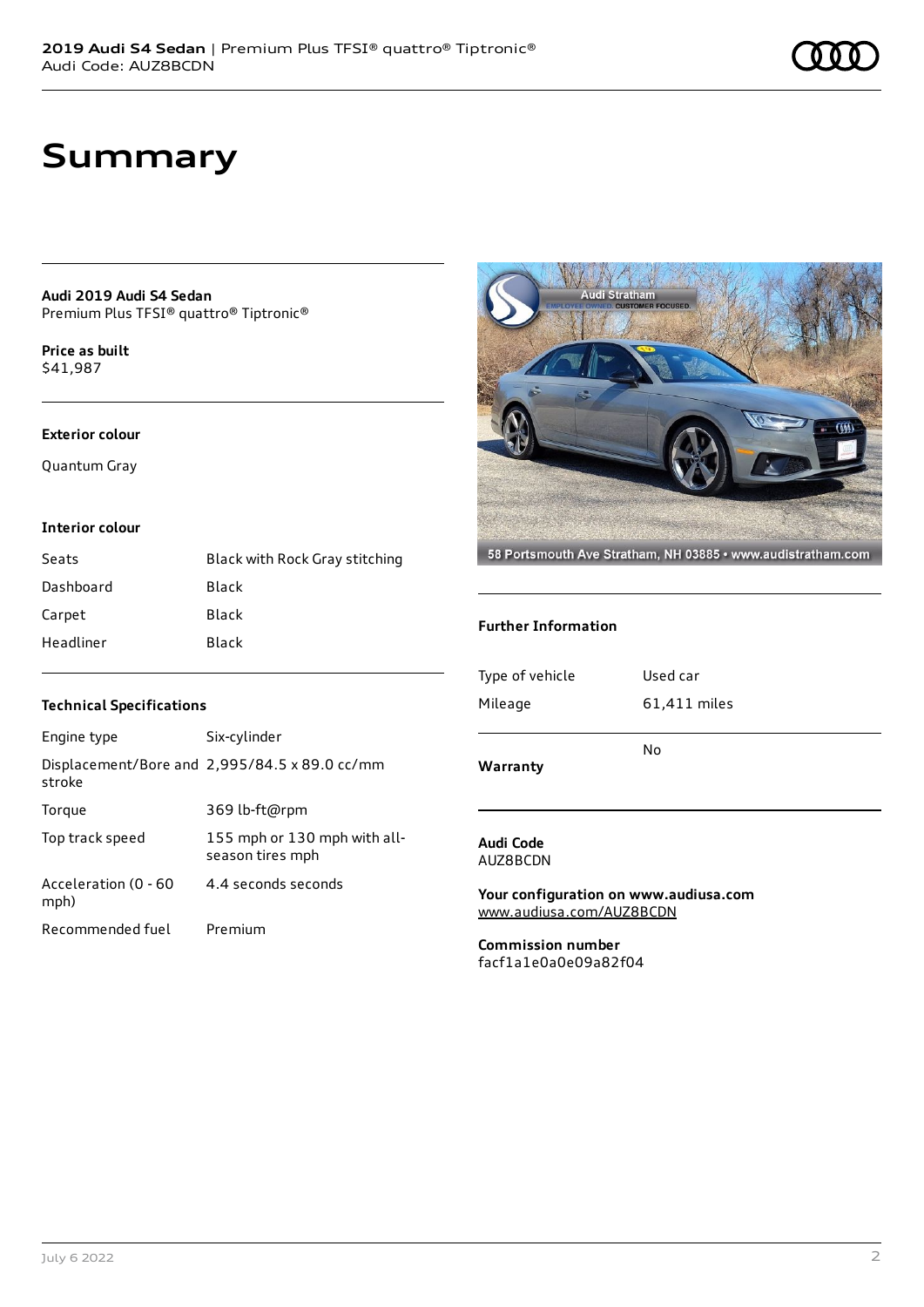# Summary

**Audi 2019 Audi S4 Sedan**
Premium Plus TFSI® quattro® Tiptronic®

**Price as built**
$41,987

### Exterior colour

Quantum Gray

### Interior colour

| | |
|---|---|
| Seats | Black with Rock Gray stitching |
| Dashboard | Black |
| Carpet | Black |
| Headliner | Black |

### Technical Specifications

| | |
|---|---|
| Engine type | Six-cylinder |
| Displacement/Bore and stroke | 2,995/84.5 x 89.0 cc/mm |
| Torque | 369 lb-ft@rpm |
| Top track speed | 155 mph or 130 mph with all-season tires mph |
| Acceleration (0 - 60 mph) | 4.4 seconds seconds |
| Recommended fuel | Premium |

### Further Information

| | |
|---|---|
| Type of vehicle | Used car |
| Mileage | 61,411 miles |
| **Warranty** | No |

**Audi Code**
AUZ8BCDN

**Your configuration on www.audiusa.com**
www.audiusa.com/AUZ8BCDN

**Commission number**
facf1a1e0a0e09a82f04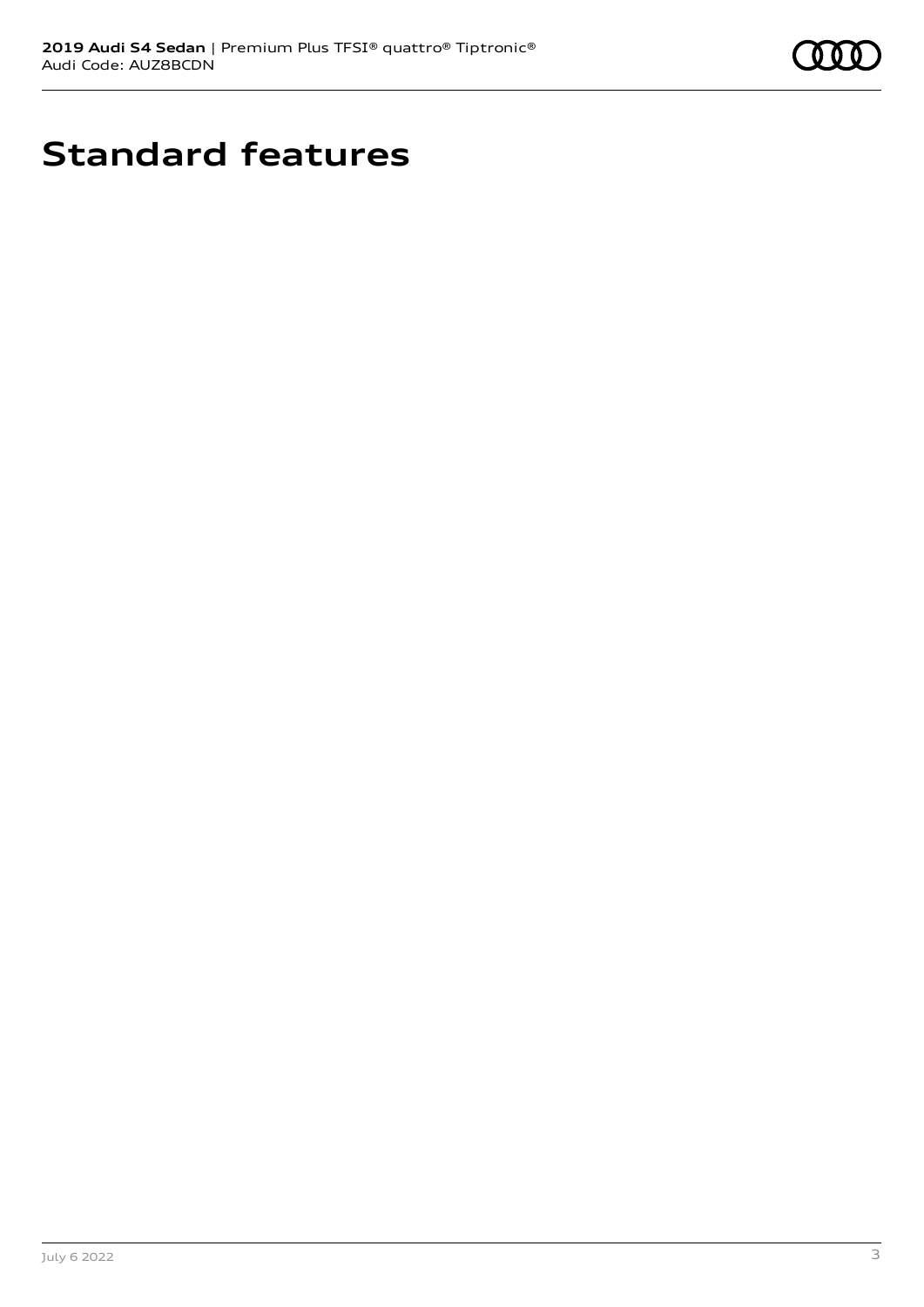# Standard features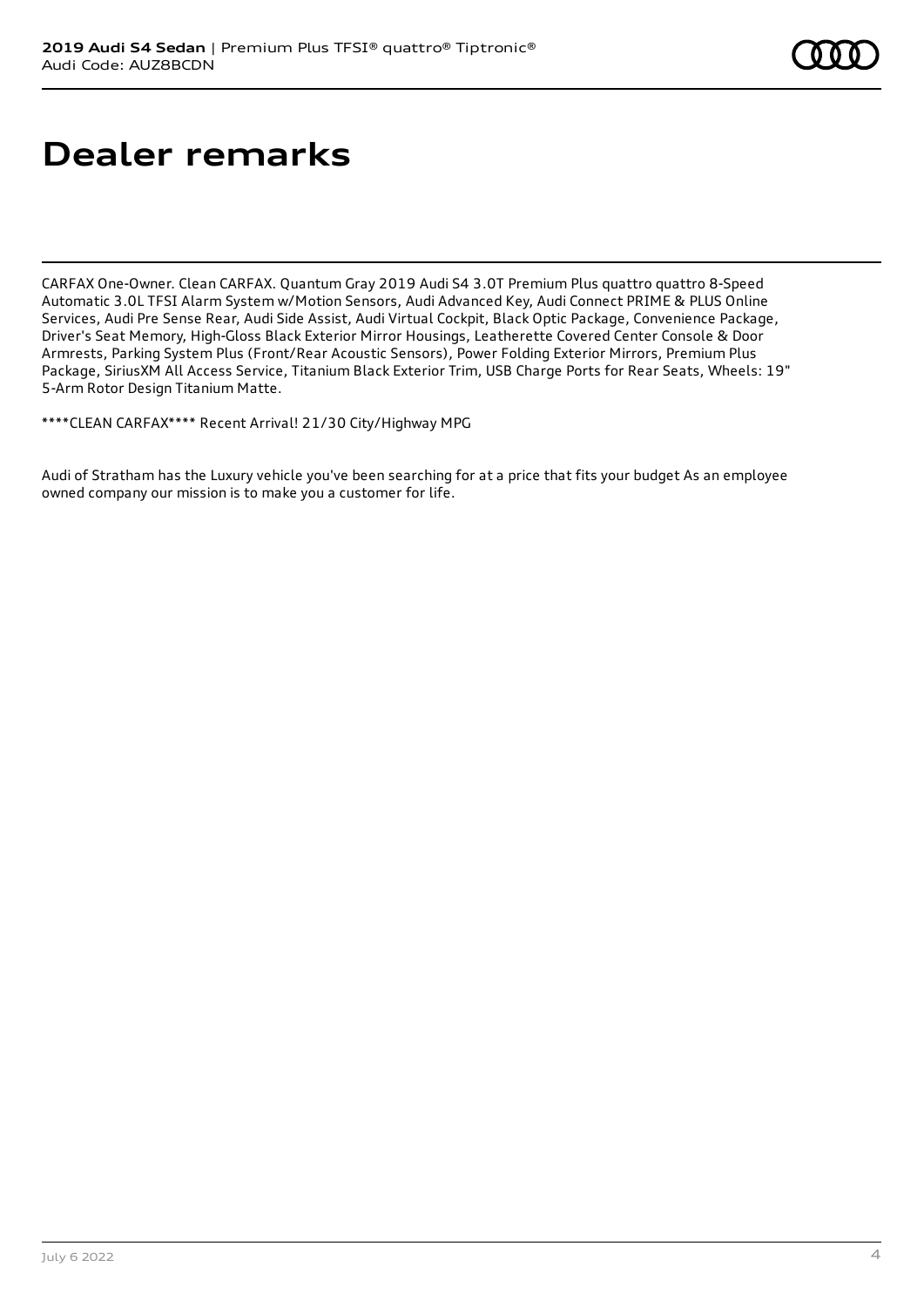# Dealer remarks

CARFAX One-Owner. Clean CARFAX. Quantum Gray 2019 Audi S4 3.0T Premium Plus quattro quattro 8-Speed Automatic 3.0L TFSI Alarm System w/Motion Sensors, Audi Advanced Key, Audi Connect PRIME & PLUS Online Services, Audi Pre Sense Rear, Audi Side Assist, Audi Virtual Cockpit, Black Optic Package, Convenience Package, Driver's Seat Memory, High-Gloss Black Exterior Mirror Housings, Leatherette Covered Center Console & Door Armrests, Parking System Plus (Front/Rear Acoustic Sensors), Power Folding Exterior Mirrors, Premium Plus Package, SiriusXM All Access Service, Titanium Black Exterior Trim, USB Charge Ports for Rear Seats, Wheels: 19" 5-Arm Rotor Design Titanium Matte.

****CLEAN CARFAX**** Recent Arrival! 21/30 City/Highway MPG

Audi of Stratham has the Luxury vehicle you've been searching for at a price that fits your budget As an employee owned company our mission is to make you a customer for life.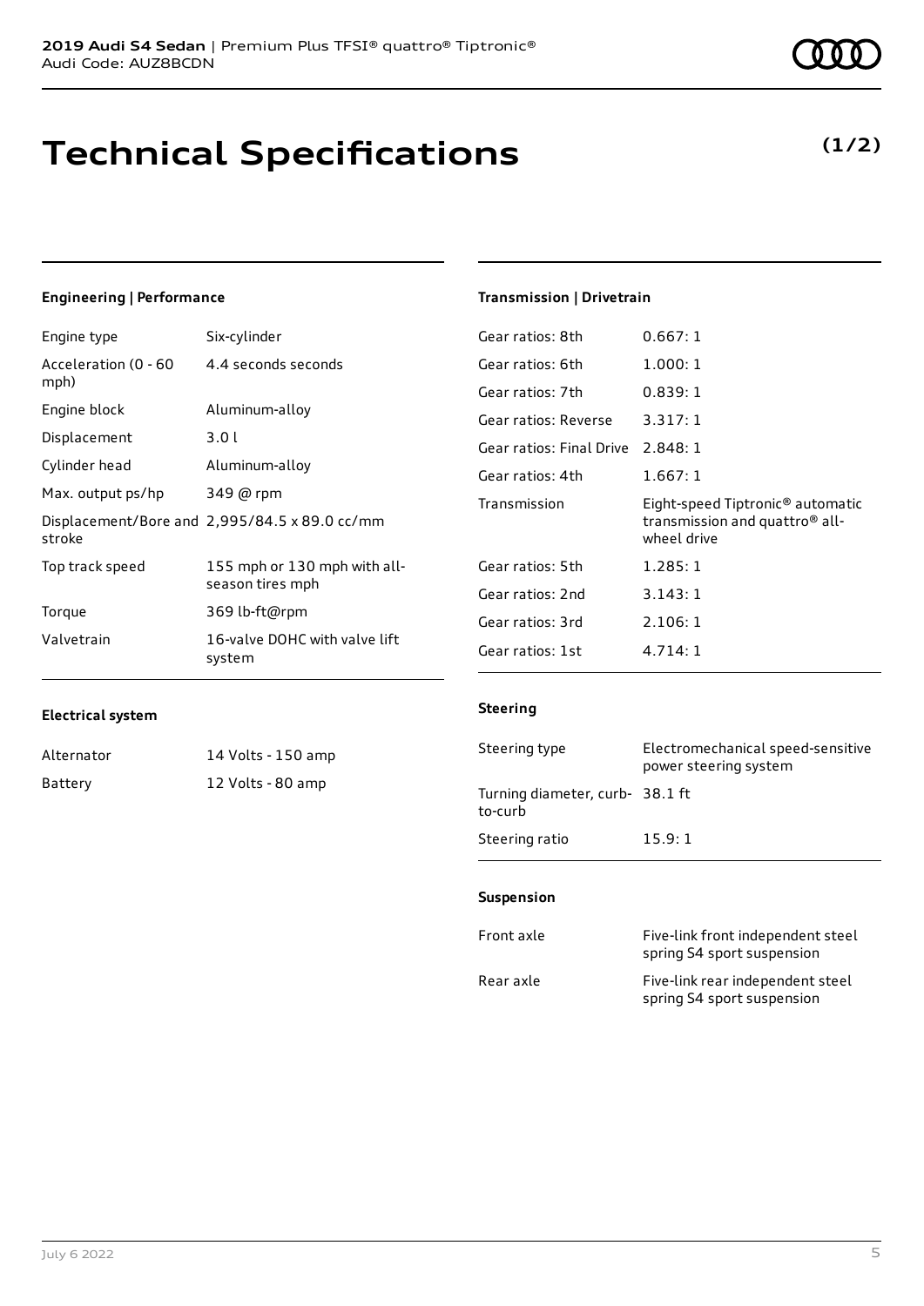# Technical Specifications

**(1/2)**

### Engineering | Performance

| | |
|---|---|
| Engine type | Six-cylinder |
| Acceleration (0 - 60 mph) | 4.4 seconds seconds |
| Engine block | Aluminum-alloy |
| Displacement | 3.0 l |
| Cylinder head | Aluminum-alloy |
| Max. output ps/hp | 349 @ rpm |
| Displacement/Bore and stroke | 2,995/84.5 x 89.0 cc/mm |
| Top track speed | 155 mph or 130 mph with all-season tires mph |
| Torque | 369 lb-ft@rpm |
| Valvetrain | 16-valve DOHC with valve lift system |

### Electrical system

| | |
|---|---|
| Alternator | 14 Volts - 150 amp |
| Battery | 12 Volts - 80 amp |

### Transmission | Drivetrain

| | |
|---|---|
| Gear ratios: 8th | 0.667: 1 |
| Gear ratios: 6th | 1.000: 1 |
| Gear ratios: 7th | 0.839: 1 |
| Gear ratios: Reverse | 3.317: 1 |
| Gear ratios: Final Drive | 2.848: 1 |
| Gear ratios: 4th | 1.667: 1 |
| Transmission | Eight-speed Tiptronic® automatic transmission and quattro® all-wheel drive |
| Gear ratios: 5th | 1.285: 1 |
| Gear ratios: 2nd | 3.143: 1 |
| Gear ratios: 3rd | 2.106: 1 |
| Gear ratios: 1st | 4.714: 1 |

### Steering

| | |
|---|---|
| Steering type | Electromechanical speed-sensitive power steering system |
| Turning diameter, curb-to-curb | 38.1 ft |
| Steering ratio | 15.9: 1 |

### Suspension

| | |
|---|---|
| Front axle | Five-link front independent steel spring S4 sport suspension |
| Rear axle | Five-link rear independent steel spring S4 sport suspension |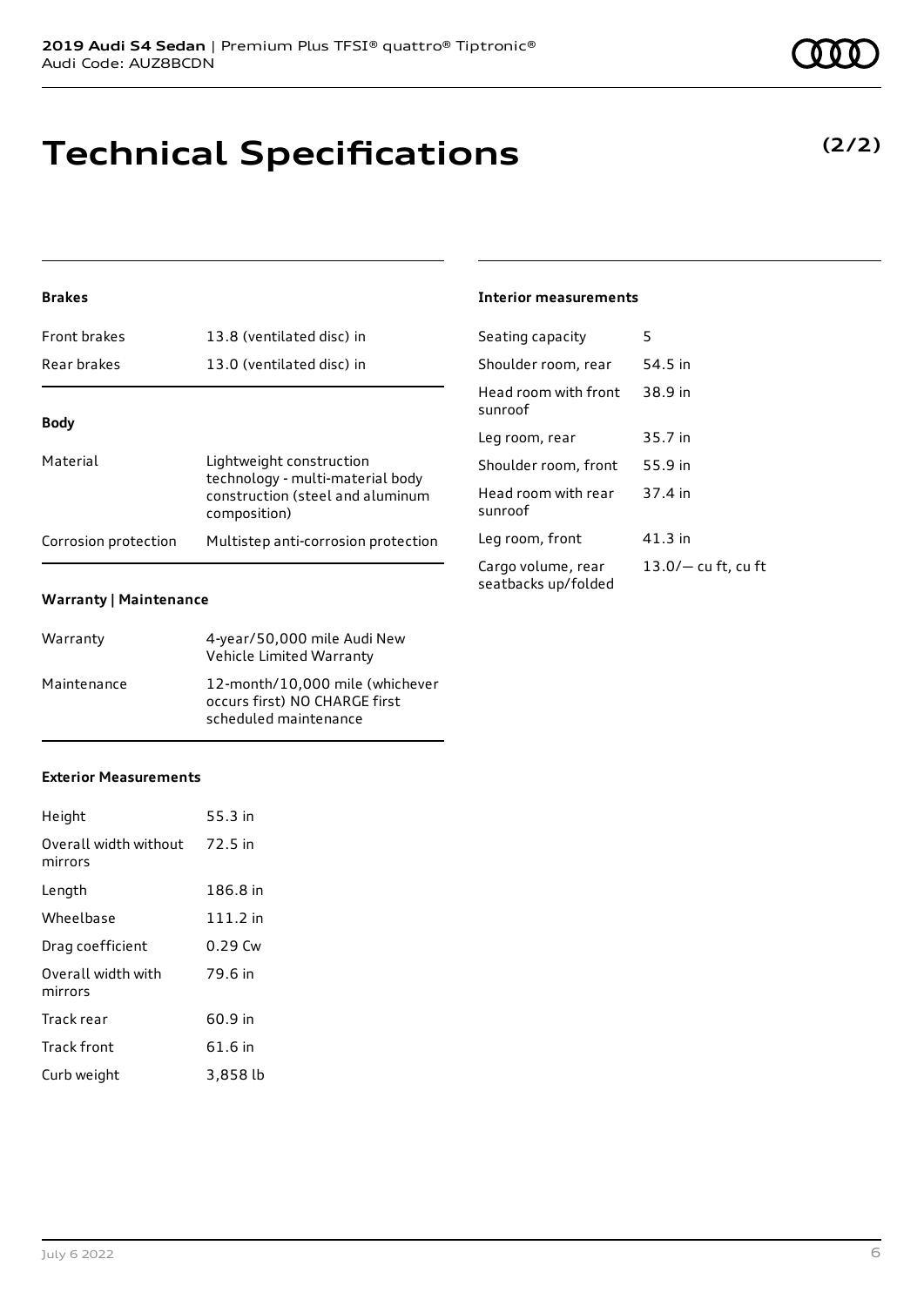# Technical Specifications

**(2/2)**

### Brakes

| | |
|---|---|
| Front brakes | 13.8 (ventilated disc) in |
| Rear brakes | 13.0 (ventilated disc) in |

### Body

| | |
|---|---|
| Material | Lightweight construction technology - multi-material body construction (steel and aluminum composition) |
| Corrosion protection | Multistep anti-corrosion protection |

### Warranty | Maintenance

| | |
|---|---|
| Warranty | 4-year/50,000 mile Audi New Vehicle Limited Warranty |
| Maintenance | 12-month/10,000 mile (whichever occurs first) NO CHARGE first scheduled maintenance |

### Exterior Measurements

| | |
|---|---|
| Height | 55.3 in |
| Overall width without mirrors | 72.5 in |
| Length | 186.8 in |
| Wheelbase | 111.2 in |
| Drag coefficient | 0.29 Cw |
| Overall width with mirrors | 79.6 in |
| Track rear | 60.9 in |
| Track front | 61.6 in |
| Curb weight | 3,858 lb |

### Interior measurements

| | |
|---|---|
| Seating capacity | 5 |
| Shoulder room, rear | 54.5 in |
| Head room with front sunroof | 38.9 in |
| Leg room, rear | 35.7 in |
| Shoulder room, front | 55.9 in |
| Head room with rear sunroof | 37.4 in |
| Leg room, front | 41.3 in |
| Cargo volume, rear seatbacks up/folded | 13.0/— cu ft, cu ft |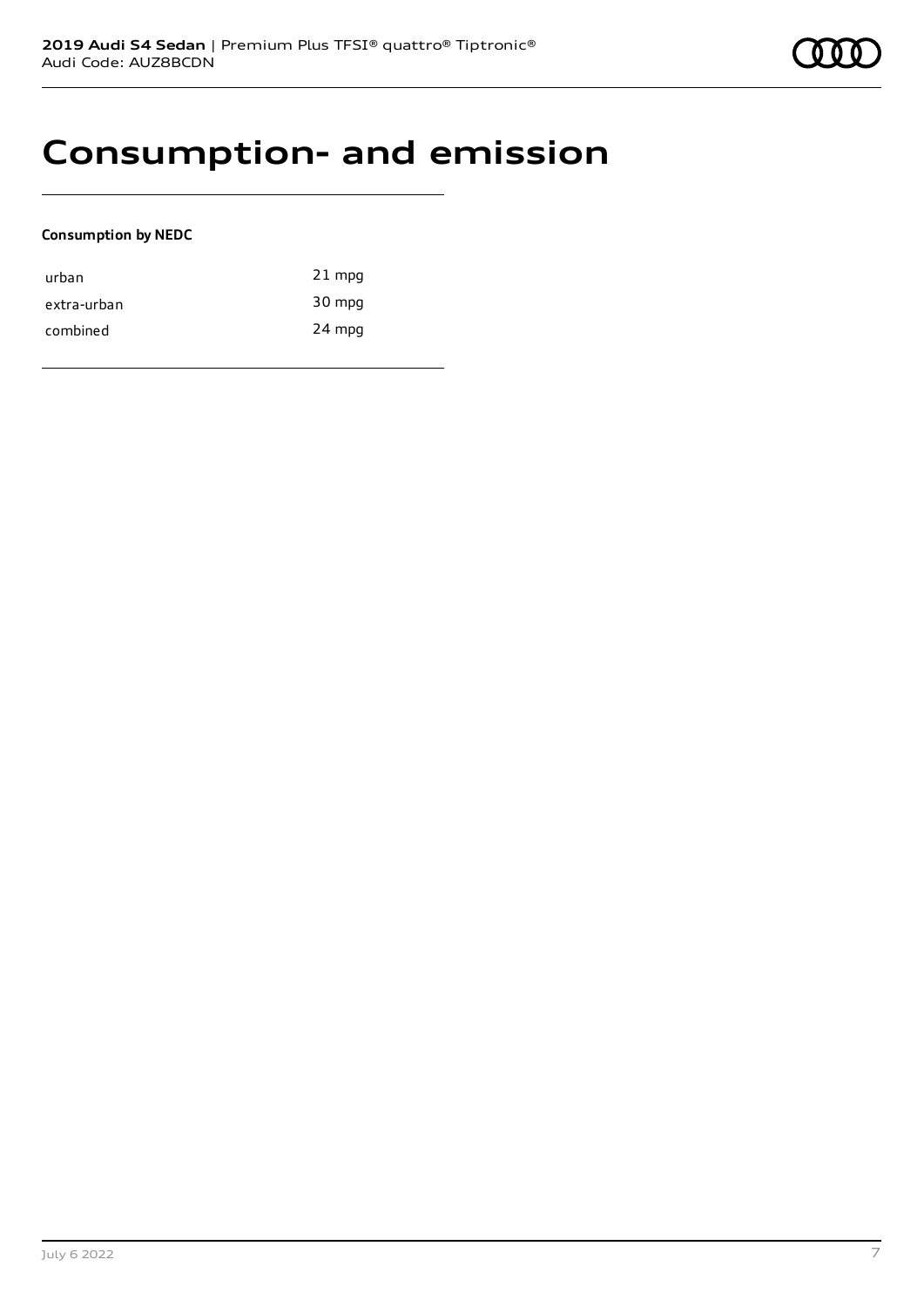# Consumption- and emission

**Consumption by NEDC**

| | |
|---|---|
| urban | 21 mpg |
| extra-urban | 30 mpg |
| combined | 24 mpg |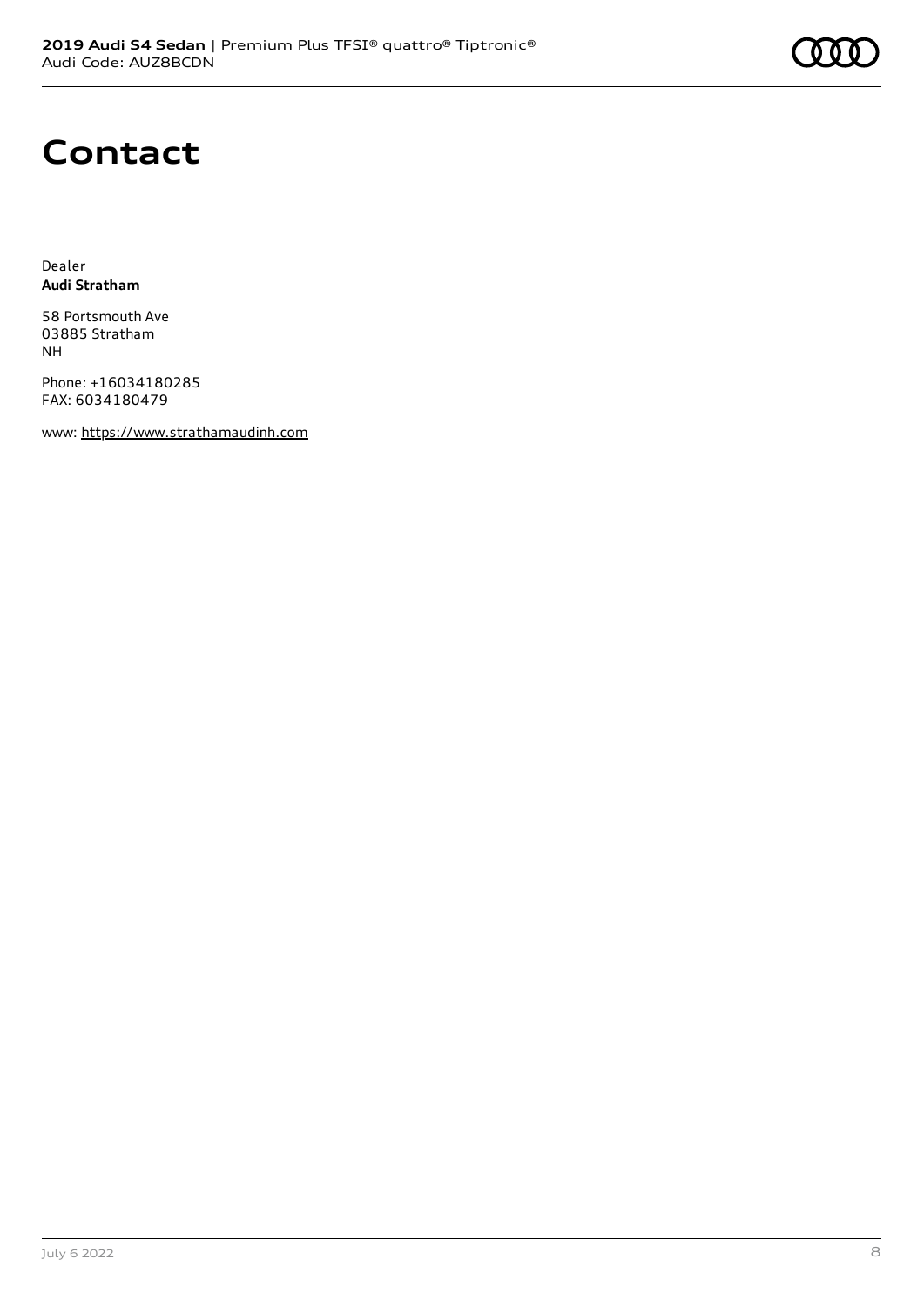# Contact

Dealer
**Audi Stratham**

58 Portsmouth Ave
03885 Stratham
NH

Phone: +16034180285
FAX: 6034180479

www: https://www.strathamaudinh.com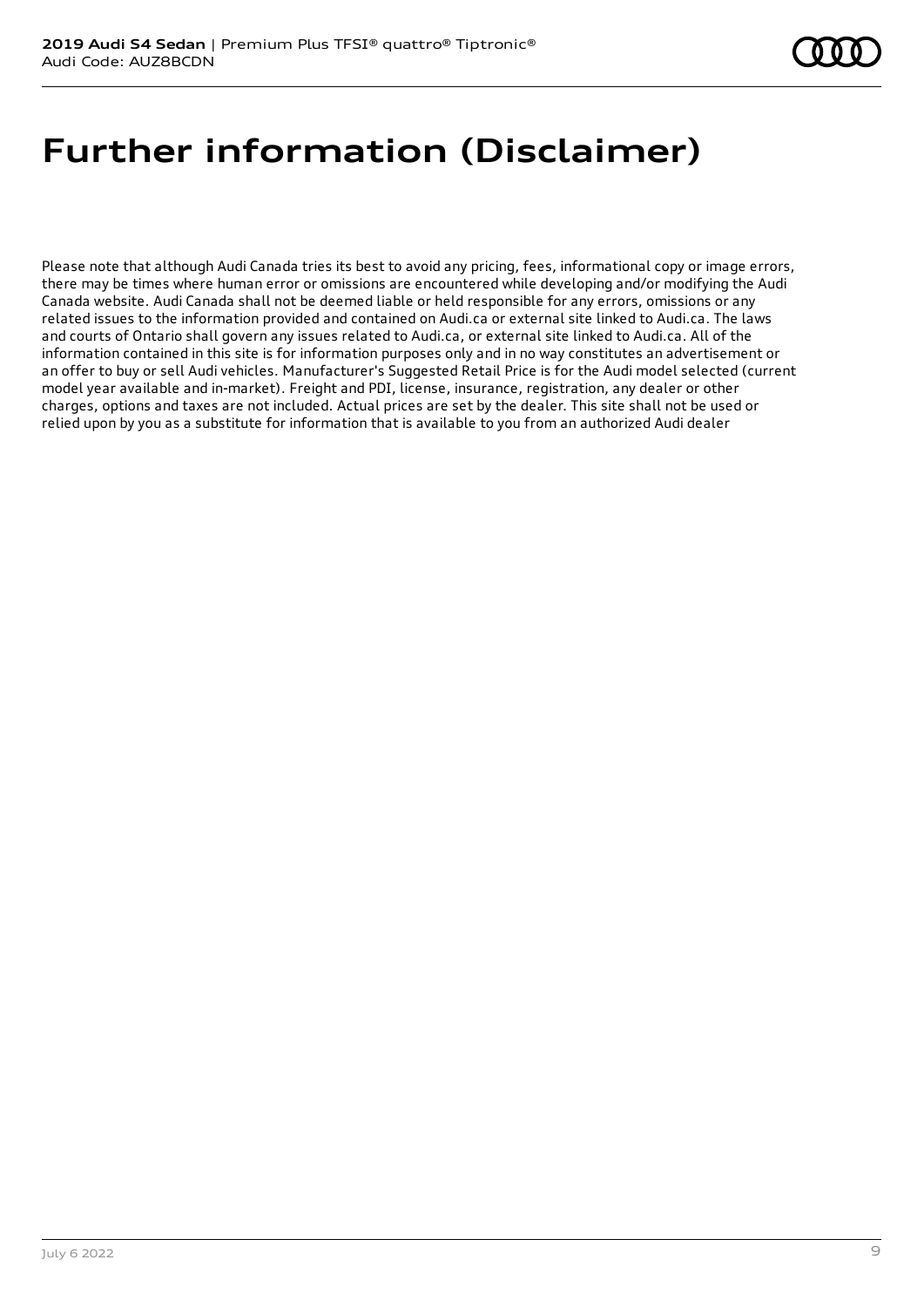# Further information (Disclaimer)

Please note that although Audi Canada tries its best to avoid any pricing, fees, informational copy or image errors, there may be times where human error or omissions are encountered while developing and/or modifying the Audi Canada website. Audi Canada shall not be deemed liable or held responsible for any errors, omissions or any related issues to the information provided and contained on Audi.ca or external site linked to Audi.ca. The laws and courts of Ontario shall govern any issues related to Audi.ca, or external site linked to Audi.ca. All of the information contained in this site is for information purposes only and in no way constitutes an advertisement or an offer to buy or sell Audi vehicles. Manufacturer's Suggested Retail Price is for the Audi model selected (current model year available and in-market). Freight and PDI, license, insurance, registration, any dealer or other charges, options and taxes are not included. Actual prices are set by the dealer. This site shall not be used or relied upon by you as a substitute for information that is available to you from an authorized Audi dealer